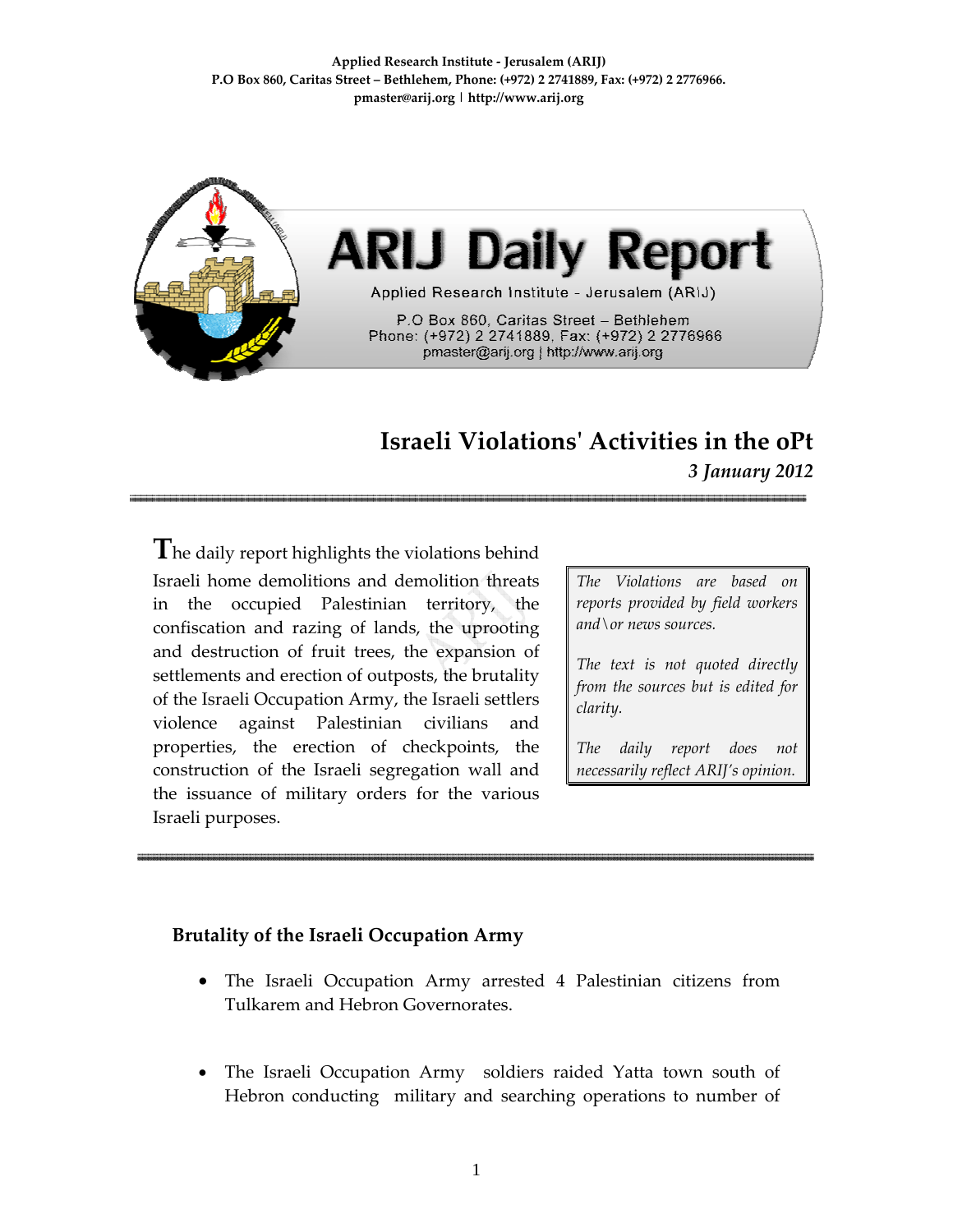Applied Research Institute - Jerusalem (ARIJ)
P.O Box 860, Caritas Street – Bethlehem, Phone: (+972) 2 2741889, Fax: (+972) 2 2776966.
pmaster@arij.org | http://www.arij.org

# ARIJ Daily Report

Applied Research Institute - Jerusalem (ARIJ)

P.O Box 860, Caritas Street – Bethlehem
Phone: (+972) 2 2741889, Fax: (+972) 2 2776966
pmaster@arij.org | http://www.arij.org

## Israeli Violations' Activities in the oPt

*3 January 2012*

---

The daily report highlights the violations behind Israeli home demolitions and demolition threats in the occupied Palestinian territory, the confiscation and razing of lands, the uprooting and destruction of fruit trees, the expansion of settlements and erection of outposts, the brutality of the Israeli Occupation Army, the Israeli settlers violence against Palestinian civilians and properties, the erection of checkpoints, the construction of the Israeli segregation wall and the issuance of military orders for the various Israeli purposes.

> *The Violations are based on reports provided by field workers and\or news sources.*
>
> *The text is not quoted directly from the sources but is edited for clarity.*
>
> *The daily report does not necessarily reflect ARIJ's opinion.*

---

### Brutality of the Israeli Occupation Army

- The Israeli Occupation Army arrested 4 Palestinian citizens from Tulkarem and Hebron Governorates.

- The Israeli Occupation Army soldiers raided Yatta town south of Hebron conducting military and searching operations to number of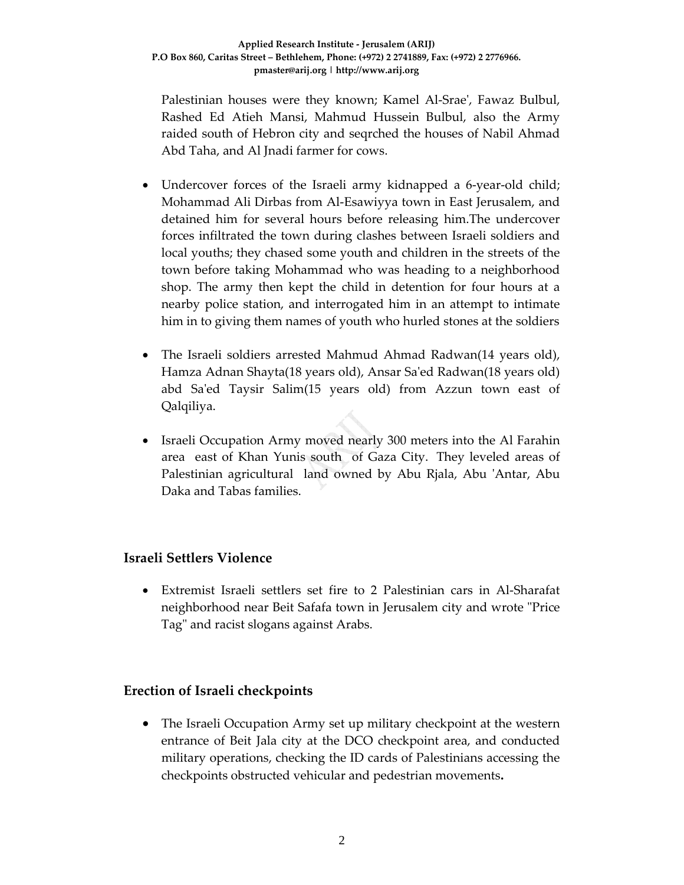Palestinian houses were they known; Kamel Al-Srae', Fawaz Bulbul, Rashed Ed Atieh Mansi, Mahmud Hussein Bulbul, also the Army raided south of Hebron city and seqrched the houses of Nabil Ahmad Abd Taha, and Al Jnadi farmer for cows.

- Undercover forces of the Israeli army kidnapped a 6-year-old child; Mohammad Ali Dirbas from Al-Esawiyya town in East Jerusalem, and detained him for several hours before releasing him.The undercover forces infiltrated the town during clashes between Israeli soldiers and local youths; they chased some youth and children in the streets of the town before taking Mohammad who was heading to a neighborhood shop. The army then kept the child in detention for four hours at a nearby police station, and interrogated him in an attempt to intimate him in to giving them names of youth who hurled stones at the soldiers

- The Israeli soldiers arrested Mahmud Ahmad Radwan(14 years old), Hamza Adnan Shayta(18 years old), Ansar Sa'ed Radwan(18 years old) abd Sa'ed Taysir Salim(15 years old) from Azzun town east of Qalqiliya.

- Israeli Occupation Army moved nearly 300 meters into the Al Farahin area east of Khan Yunis south of Gaza City. They leveled areas of Palestinian agricultural land owned by Abu Rjala, Abu 'Antar, Abu Daka and Tabas families.

## Israeli Settlers Violence

- Extremist Israeli settlers set fire to 2 Palestinian cars in Al-Sharafat neighborhood near Beit Safafa town in Jerusalem city and wrote "Price Tag" and racist slogans against Arabs.

## Erection of Israeli checkpoints

- The Israeli Occupation Army set up military checkpoint at the western entrance of Beit Jala city at the DCO checkpoint area, and conducted military operations, checking the ID cards of Palestinians accessing the checkpoints obstructed vehicular and pedestrian movements**.**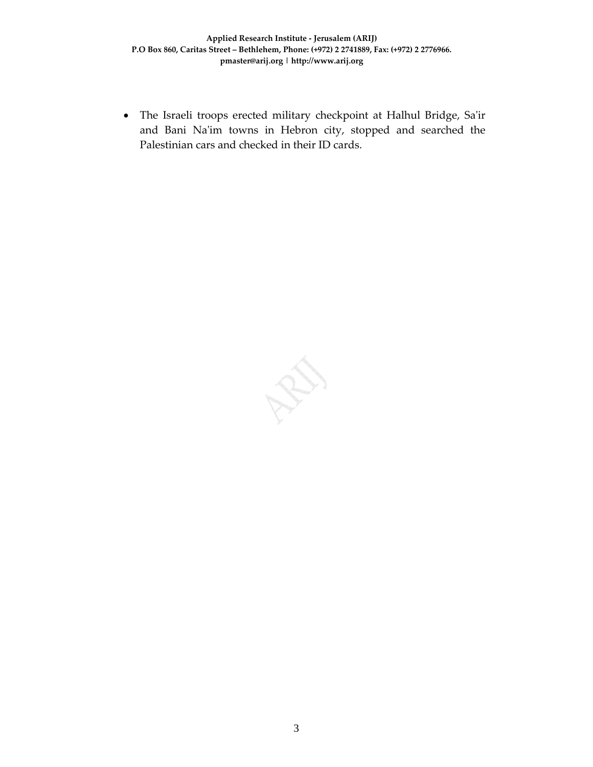- The Israeli troops erected military checkpoint at Halhul Bridge, Sa'ir and Bani Na'im towns in Hebron city, stopped and searched the Palestinian cars and checked in their ID cards.